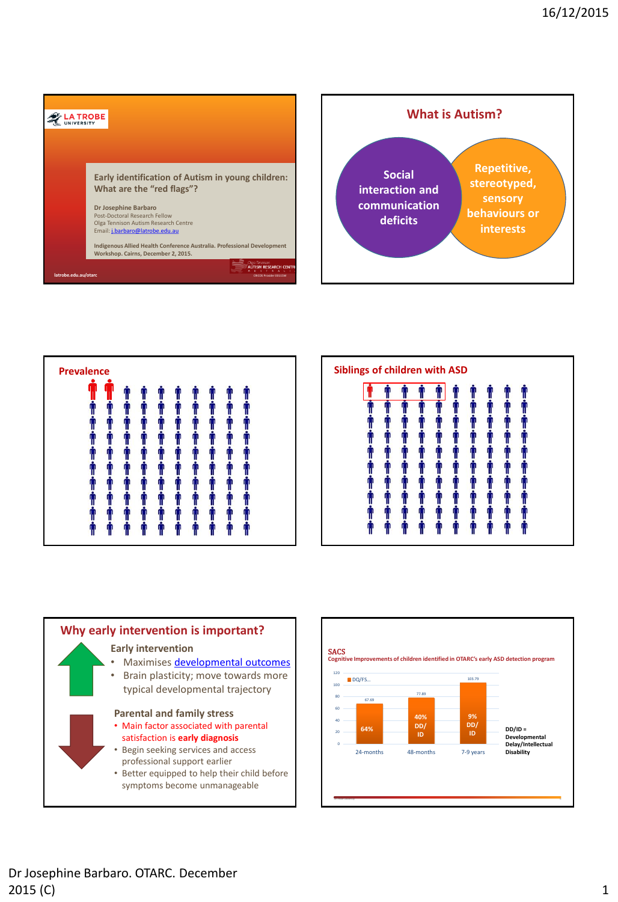## Early identification of Autism in young children: What are the "red flags"?

**Dr Josephine Barbaro**
Post-Doctoral Research Fellow
Olga Tennison Autism Research Centre
Email: j.barbaro@latrobe.edu.au

Indigenous Allied Health Conference Australia. Professional Development Workshop. Cairns, December 2, 2015.

latrobe.edu.au/otarc

## What is Autism?

- Social interaction and communication deficits
- Repetitive, stereotyped, sensory behaviours or interests

## Prevalence

## Siblings of children with ASD

## Why early intervention is important?

**Early intervention**

- Maximises developmental outcomes
- Brain plasticity; move towards more typical developmental trajectory

**Parental and family stress**

- Main factor associated with parental satisfaction is **early diagnosis**
- Begin seeking services and access professional support earlier
- Better equipped to help their child before symptoms become unmanageable

## SACS

Cognitive Improvements of children identified in OTARC's early ASD detection program

| Age | DQ/FS... | DD/ID |
|---|---|---|
| 24-months | 67.69 | 64% |
| 48-months | 77.89 | 40% DD/ID |
| 7-9 years | 103.79 | 9% DD/ID |

DD/ID = Developmental Delay/Intellectual Disability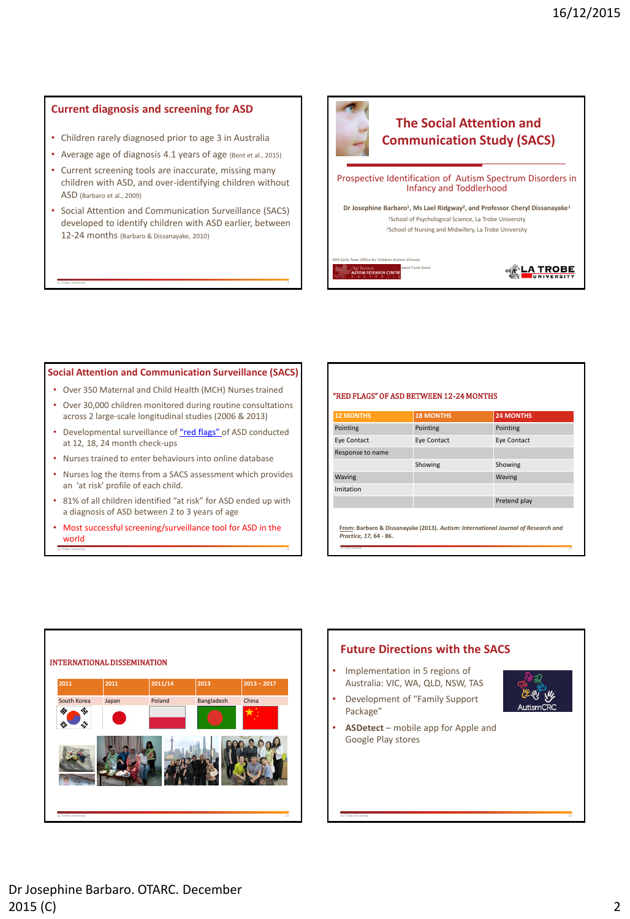## Current diagnosis and screening for ASD

- Children rarely diagnosed prior to age 3 in Australia
- Average age of diagnosis 4.1 years of age (Bent et al., 2015)
- Current screening tools are inaccurate, missing many children with ASD, and over-identifying children without ASD (Barbaro et al., 2009)
- Social Attention and Communication Surveillance (SACS) developed to identify children with ASD earlier, between 12-24 months (Barbaro & Dissanayake, 2010)

## The Social Attention and Communication Study (SACS)

Prospective Identification of Autism Spectrum Disorders in Infancy and Toddlerhood

**Dr Josephine Barbaro[1], Ms Lael Ridgway[2], and Professor Cheryl Dissanayake[1]**

[1]School of Psychological Science, La Trobe University

[2]School of Nursing and Midwifery, La Trobe University

DHS Early Years Office for Children Autism Victoria

Olga Tennison Autism Research Centre Australia — ment Fund Grant

La Trobe University

## Social Attention and Communication Surveillance (SACS)

- Over 350 Maternal and Child Health (MCH) Nurses trained
- Over 30,000 children monitored during routine consultations across 2 large-scale longitudinal studies (2006 & 2013)
- Developmental surveillance of "red flags" of ASD conducted at 12, 18, 24 month check-ups
- Nurses trained to enter behaviours into online database
- Nurses log the items from a SACS assessment which provides an 'at risk' profile of each child.
- 81% of all children identified "at risk" for ASD ended up with a diagnosis of ASD between 2 to 3 years of age
- Most successful screening/surveillance tool for ASD in the world

## "RED FLAGS" OF ASD BETWEEN 12-24 MONTHS

| 12 MONTHS | 18 MONTHS | 24 MONTHS |
|---|---|---|
| Pointing | Pointing | Pointing |
| Eye Contact | Eye Contact | Eye Contact |
| Response to name | | |
| | Showing | Showing |
| Waving | | Waving |
| Imitation | | |
| | | Pretend play |

From: Barbaro & Dissanayake (2013). *Autism: International Journal of Research and Practice, 17,* 64 - 86.

## INTERNATIONAL DISSEMINATION

| 2011 | 2011 | 2011/14 | 2013 | 2013 – 2017 |
|---|---|---|---|---|
| South Korea | Japan | Poland | Bangladesh | China |

## Future Directions with the SACS

- Implementation in 5 regions of Australia: VIC, WA, QLD, NSW, TAS
- Development of "Family Support Package"
- **ASDetect** – mobile app for Apple and Google Play stores

AutismCRC

Dr Josephine Barbaro. OTARC. December 2015 (C)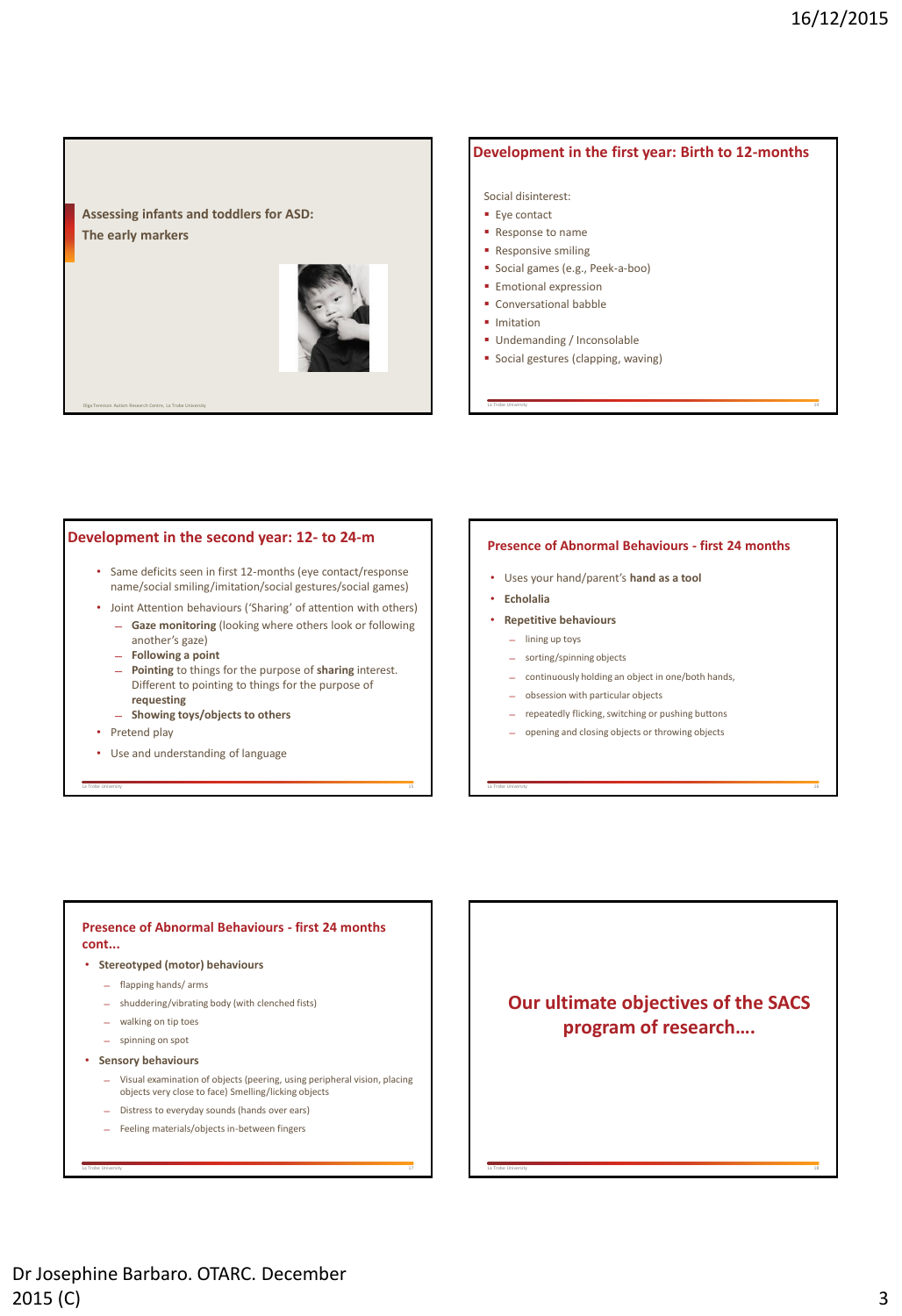## Assessing infants and toddlers for ASD: The early markers

Olga Tennison Autism Research Centre, La Trobe University

## Development in the first year: Birth to 12-months

Social disinterest:

- Eye contact
- Response to name
- Responsive smiling
- Social games (e.g., Peek-a-boo)
- Emotional expression
- Conversational babble
- Imitation
- Undemanding / Inconsolable
- Social gestures (clapping, waving)

## Development in the second year: 12- to 24-m

- Same deficits seen in first 12-months (eye contact/response name/social smiling/imitation/social gestures/social games)
- Joint Attention behaviours ('Sharing' of attention with others)
  - **Gaze monitoring** (looking where others look or following another's gaze)
  - **Following a point**
  - **Pointing** to things for the purpose of **sharing** interest. Different to pointing to things for the purpose of **requesting**
  - **Showing toys/objects to others**
- Pretend play
- Use and understanding of language

## Presence of Abnormal Behaviours - first 24 months

- Uses your hand/parent's **hand as a tool**
- **Echolalia**
- **Repetitive behaviours**
  - lining up toys
  - sorting/spinning objects
  - continuously holding an object in one/both hands,
  - obsession with particular objects
  - repeatedly flicking, switching or pushing buttons
  - opening and closing objects or throwing objects

## Presence of Abnormal Behaviours - first 24 months cont...

- **Stereotyped (motor) behaviours**
  - flapping hands/ arms
  - shuddering/vibrating body (with clenched fists)
  - walking on tip toes
  - spinning on spot
- **Sensory behaviours**
  - Visual examination of objects (peering, using peripheral vision, placing objects very close to face) Smelling/licking objects
  - Distress to everyday sounds (hands over ears)
  - Feeling materials/objects in-between fingers

## Our ultimate objectives of the SACS program of research....

Dr Josephine Barbaro. OTARC. December 2015 (C)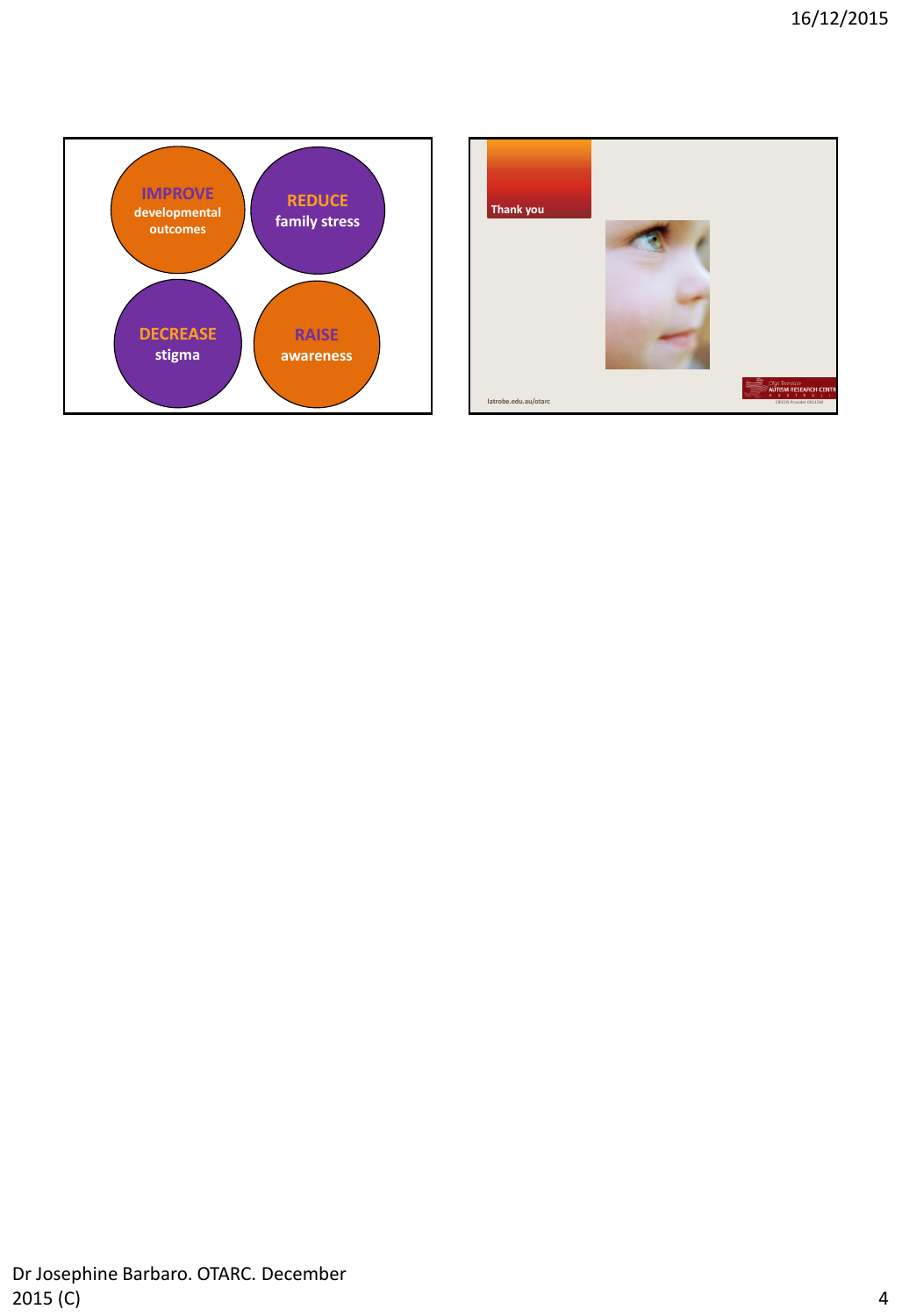IMPROVE developmental outcomes

REDUCE family stress

DECREASE stigma

RAISE awareness

Thank you

latrobe.edu.au/otarc

Olga Tennison Autism Research Centre

CRICOS Provider 00115M